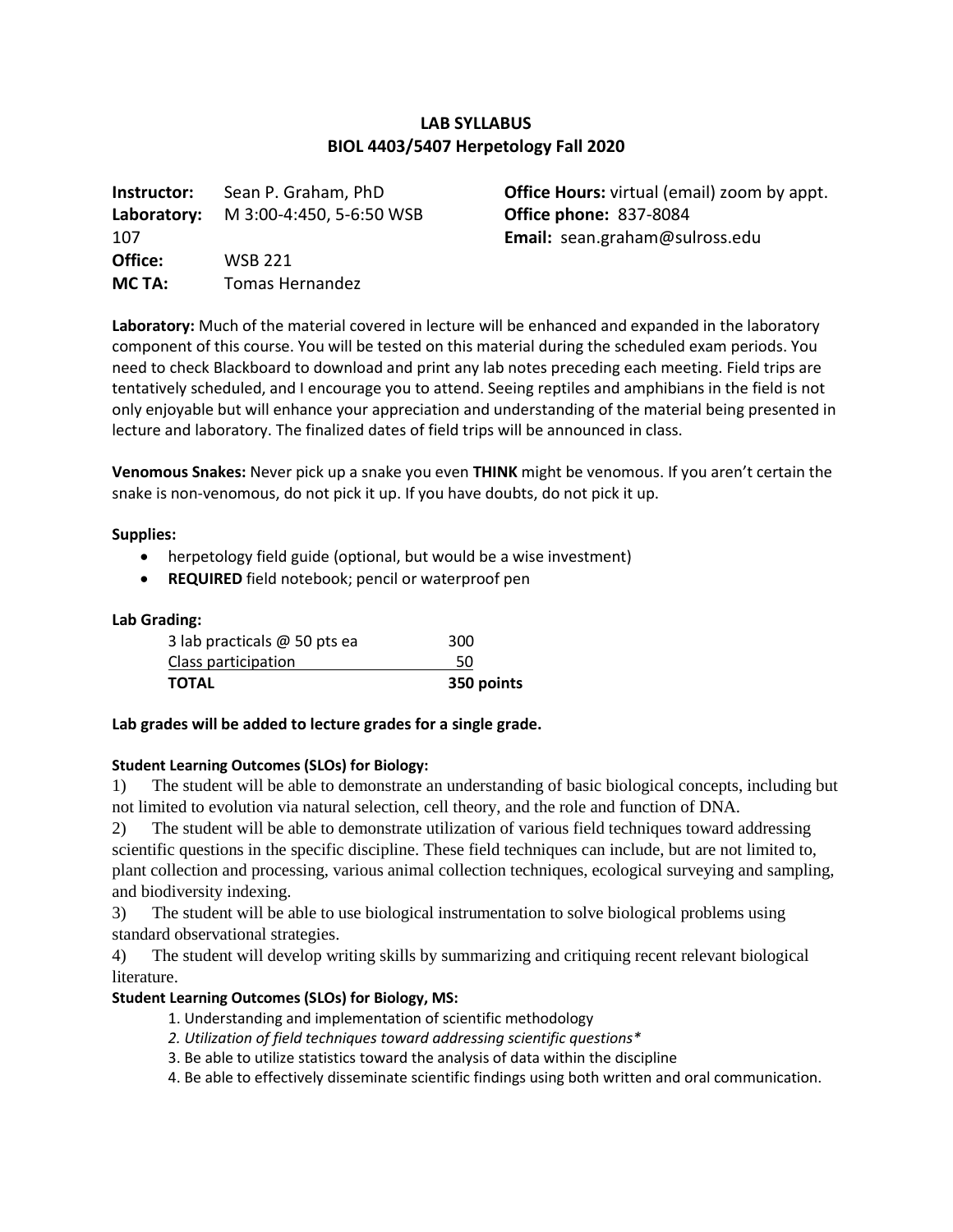# LAB SYLLABUS
## BIOL 4403/5407 Herpetology Fall 2020

**Instructor:** Sean P. Graham, PhD
**Laboratory:** M 3:00-4:450, 5-6:50 WSB 107
**Office:** WSB 221
**MC TA:** Tomas Hernandez

**Office Hours:** virtual (email) zoom by appt.
**Office phone:** 837-8084
**Email:** sean.graham@sulross.edu

**Laboratory:** Much of the material covered in lecture will be enhanced and expanded in the laboratory component of this course. You will be tested on this material during the scheduled exam periods. You need to check Blackboard to download and print any lab notes preceding each meeting. Field trips are tentatively scheduled, and I encourage you to attend. Seeing reptiles and amphibians in the field is not only enjoyable but will enhance your appreciation and understanding of the material being presented in lecture and laboratory. The finalized dates of field trips will be announced in class.

**Venomous Snakes:** Never pick up a snake you even **THINK** might be venomous. If you aren't certain the snake is non-venomous, do not pick it up. If you have doubts, do not pick it up.

**Supplies:**

- herpetology field guide (optional, but would be a wise investment)
- **REQUIRED** field notebook; pencil or waterproof pen

**Lab Grading:**

| | |
|---|---|
| 3 lab practicals @ 50 pts ea | 300 |
| Class participation | 50 |
| **TOTAL** | **350 points** |

**Lab grades will be added to lecture grades for a single grade.**

**Student Learning Outcomes (SLOs) for Biology:**

1) The student will be able to demonstrate an understanding of basic biological concepts, including but not limited to evolution via natural selection, cell theory, and the role and function of DNA.
2) The student will be able to demonstrate utilization of various field techniques toward addressing scientific questions in the specific discipline. These field techniques can include, but are not limited to, plant collection and processing, various animal collection techniques, ecological surveying and sampling, and biodiversity indexing.
3) The student will be able to use biological instrumentation to solve biological problems using standard observational strategies.
4) The student will develop writing skills by summarizing and critiquing recent relevant biological literature.

**Student Learning Outcomes (SLOs) for Biology, MS:**

1. Understanding and implementation of scientific methodology
2. *Utilization of field techniques toward addressing scientific questions**
3. Be able to utilize statistics toward the analysis of data within the discipline
4. Be able to effectively disseminate scientific findings using both written and oral communication.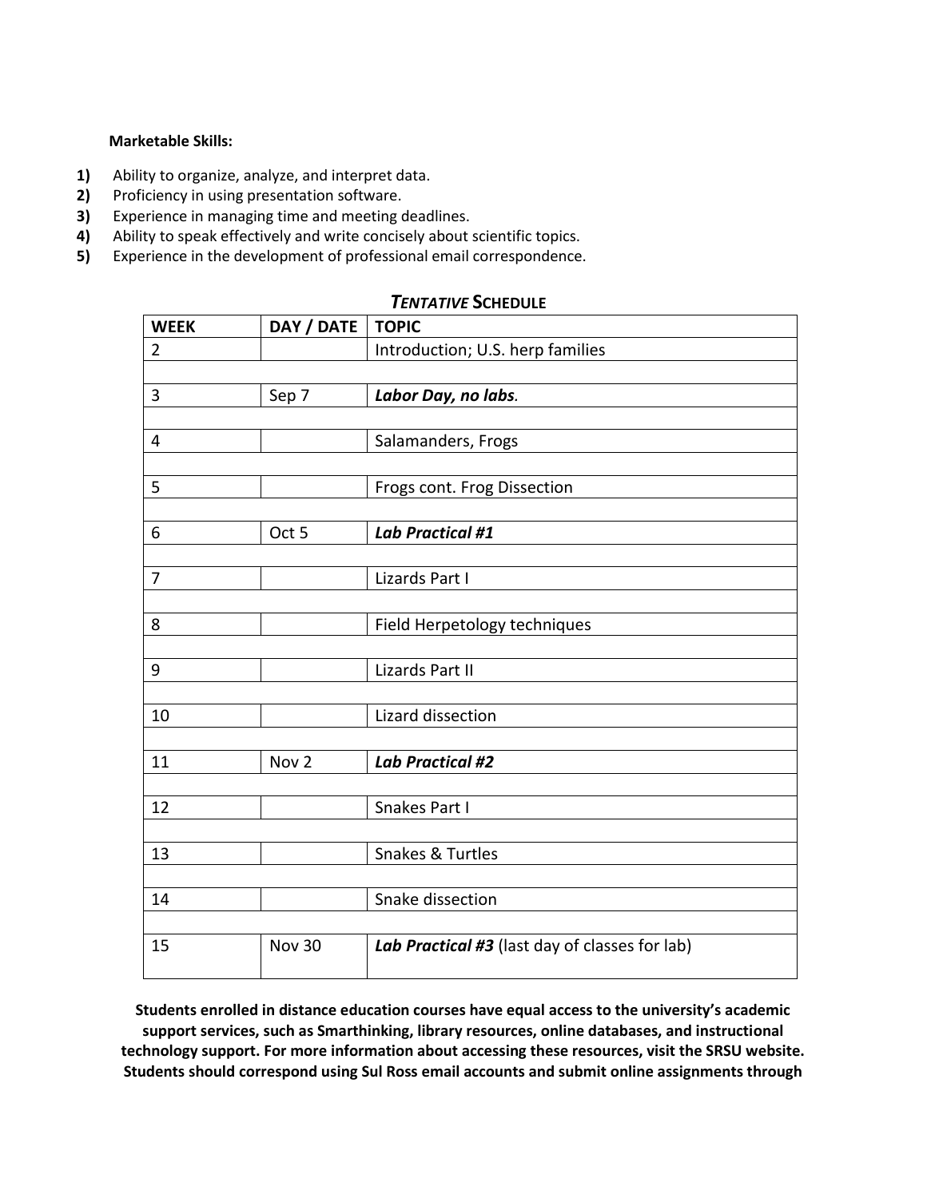**Marketable Skills:**

1) Ability to organize, analyze, and interpret data.
2) Proficiency in using presentation software.
3) Experience in managing time and meeting deadlines.
4) Ability to speak effectively and write concisely about scientific topics.
5) Experience in the development of professional email correspondence.

### *TENTATIVE* SCHEDULE

| WEEK | DAY / DATE | TOPIC |
|---|---|---|
| 2 | | Introduction; U.S. herp families |
| 3 | Sep 7 | ***Labor Day, no labs.*** |
| 4 | | Salamanders, Frogs |
| 5 | | Frogs cont. Frog Dissection |
| 6 | Oct 5 | ***Lab Practical #1*** |
| 7 | | Lizards Part I |
| 8 | | Field Herpetology techniques |
| 9 | | Lizards Part II |
| 10 | | Lizard dissection |
| 11 | Nov 2 | ***Lab Practical #2*** |
| 12 | | Snakes Part I |
| 13 | | Snakes & Turtles |
| 14 | | Snake dissection |
| 15 | Nov 30 | ***Lab Practical #3*** (last day of classes for lab) |

**Students enrolled in distance education courses have equal access to the university's academic support services, such as Smarthinking, library resources, online databases, and instructional technology support. For more information about accessing these resources, visit the SRSU website. Students should correspond using Sul Ross email accounts and submit online assignments through**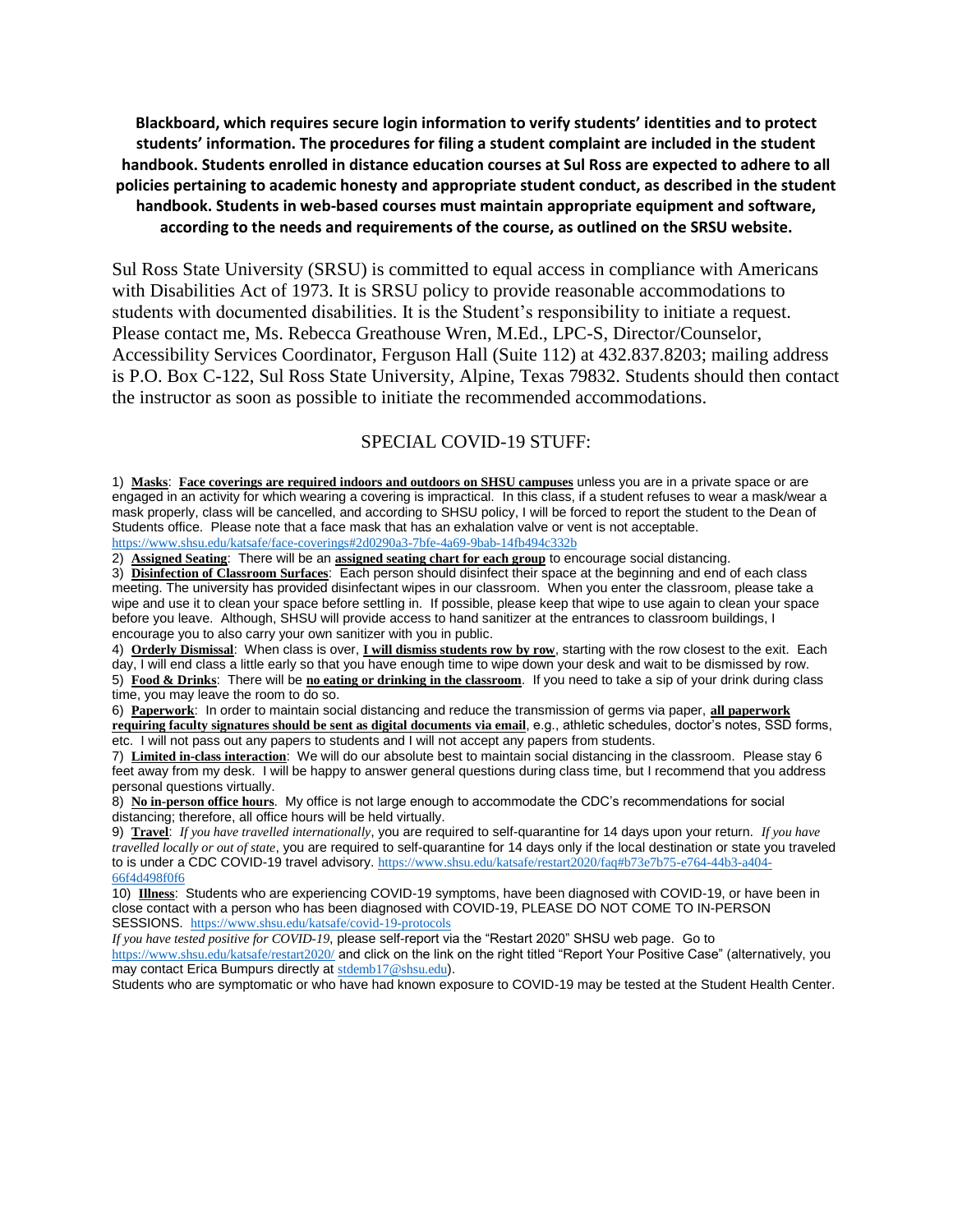**Blackboard, which requires secure login information to verify students' identities and to protect students' information. The procedures for filing a student complaint are included in the student handbook. Students enrolled in distance education courses at Sul Ross are expected to adhere to all policies pertaining to academic honesty and appropriate student conduct, as described in the student handbook. Students in web-based courses must maintain appropriate equipment and software, according to the needs and requirements of the course, as outlined on the SRSU website.**

Sul Ross State University (SRSU) is committed to equal access in compliance with Americans with Disabilities Act of 1973. It is SRSU policy to provide reasonable accommodations to students with documented disabilities. It is the Student's responsibility to initiate a request. Please contact me, Ms. Rebecca Greathouse Wren, M.Ed., LPC-S, Director/Counselor, Accessibility Services Coordinator, Ferguson Hall (Suite 112) at 432.837.8203; mailing address is P.O. Box C-122, Sul Ross State University, Alpine, Texas 79832. Students should then contact the instructor as soon as possible to initiate the recommended accommodations.

## SPECIAL COVID-19 STUFF:

1) **Masks**: **Face coverings are required indoors and outdoors on SHSU campuses** unless you are in a private space or are engaged in an activity for which wearing a covering is impractical. In this class, if a student refuses to wear a mask/wear a mask properly, class will be cancelled, and according to SHSU policy, I will be forced to report the student to the Dean of Students office. Please note that a face mask that has an exhalation valve or vent is not acceptable. https://www.shsu.edu/katsafe/face-coverings#2d0290a3-7bfe-4a69-9bab-14fb494c332b
2) **Assigned Seating**: There will be an **assigned seating chart for each group** to encourage social distancing.
3) **Disinfection of Classroom Surfaces**: Each person should disinfect their space at the beginning and end of each class meeting. The university has provided disinfectant wipes in our classroom. When you enter the classroom, please take a wipe and use it to clean your space before settling in. If possible, please keep that wipe to use again to clean your space before you leave. Although, SHSU will provide access to hand sanitizer at the entrances to classroom buildings, I encourage you to also carry your own sanitizer with you in public.
4) **Orderly Dismissal**: When class is over, **I will dismiss students row by row**, starting with the row closest to the exit. Each day, I will end class a little early so that you have enough time to wipe down your desk and wait to be dismissed by row.
5) **Food & Drinks**: There will be **no eating or drinking in the classroom**. If you need to take a sip of your drink during class time, you may leave the room to do so.
6) **Paperwork**: In order to maintain social distancing and reduce the transmission of germs via paper, **all paperwork requiring faculty signatures should be sent as digital documents via email**, e.g., athletic schedules, doctor's notes, SSD forms, etc. I will not pass out any papers to students and I will not accept any papers from students.
7) **Limited in-class interaction**: We will do our absolute best to maintain social distancing in the classroom. Please stay 6 feet away from my desk. I will be happy to answer general questions during class time, but I recommend that you address personal questions virtually.
8) **No in-person office hours**. My office is not large enough to accommodate the CDC's recommendations for social distancing; therefore, all office hours will be held virtually.
9) **Travel**: *If you have travelled internationally*, you are required to self-quarantine for 14 days upon your return. *If you have travelled locally or out of state*, you are required to self-quarantine for 14 days only if the local destination or state you traveled to is under a CDC COVID-19 travel advisory. https://www.shsu.edu/katsafe/restart2020/faq#b73e7b75-e764-44b3-a404-66f4d498f0f6
10) **Illness**: Students who are experiencing COVID-19 symptoms, have been diagnosed with COVID-19, or have been in close contact with a person who has been diagnosed with COVID-19, PLEASE DO NOT COME TO IN-PERSON SESSIONS. https://www.shsu.edu/katsafe/covid-19-protocols

*If you have tested positive for COVID-19*, please self-report via the "Restart 2020" SHSU web page. Go to https://www.shsu.edu/katsafe/restart2020/ and click on the link on the right titled "Report Your Positive Case" (alternatively, you may contact Erica Bumpurs directly at stdemb17@shsu.edu).

Students who are symptomatic or who have had known exposure to COVID-19 may be tested at the Student Health Center.